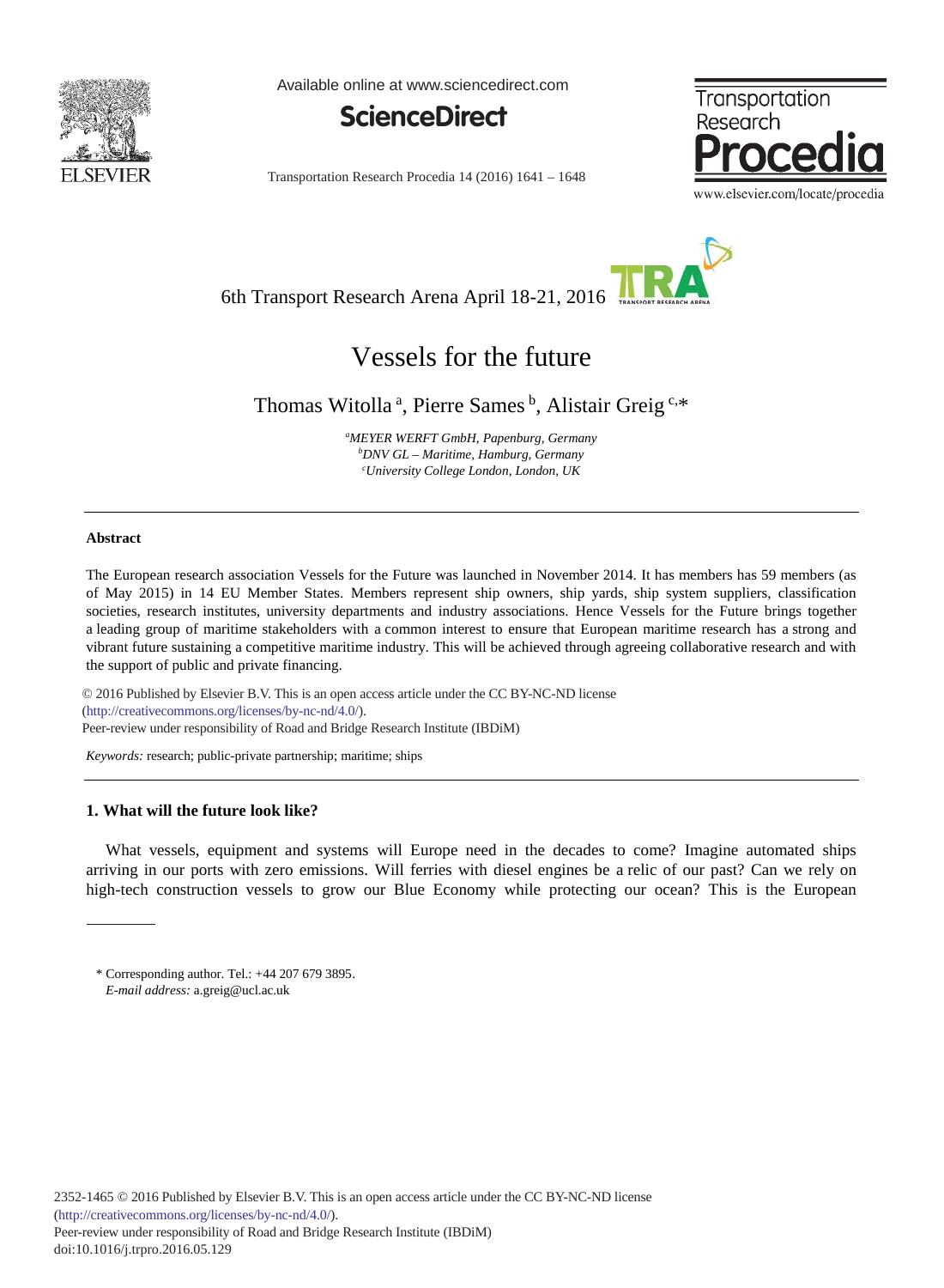6th Transport Research Arena April 18-21, 2016

# Vessels for the future

Thomas Witolla [a], Pierre Sames [b], Alistair Greig [c,*]

[a] *MEYER WERFT GmbH, Papenburg, Germany*
[b] *DNV GL – Maritime, Hamburg, Germany*
[c] *University College London, London, UK*

## Abstract

The European research association Vessels for the Future was launched in November 2014. It has members has 59 members (as of May 2015) in 14 EU Member States. Members represent ship owners, ship yards, ship system suppliers, classification societies, research institutes, university departments and industry associations. Hence Vessels for the Future brings together a leading group of maritime stakeholders with a common interest to ensure that European maritime research has a strong and vibrant future sustaining a competitive maritime industry. This will be achieved through agreeing collaborative research and with the support of public and private financing.

© 2016 Published by Elsevier B.V. This is an open access article under the CC BY-NC-ND license (http://creativecommons.org/licenses/by-nc-nd/4.0/).
Peer-review under responsibility of Road and Bridge Research Institute (IBDiM)

*Keywords:* research; public-private partnership; maritime; ships

## 1. What will the future look like?

What vessels, equipment and systems will Europe need in the decades to come? Imagine automated ships arriving in our ports with zero emissions. Will ferries with diesel engines be a relic of our past? Can we rely on high-tech construction vessels to grow our Blue Economy while protecting our ocean? This is the European

\* Corresponding author. Tel.: +44 207 679 3895.
*E-mail address:* a.greig@ucl.ac.uk

2352-1465 © 2016 Published by Elsevier B.V. This is an open access article under the CC BY-NC-ND license (http://creativecommons.org/licenses/by-nc-nd/4.0/).
Peer-review under responsibility of Road and Bridge Research Institute (IBDiM)
doi:10.1016/j.trpro.2016.05.129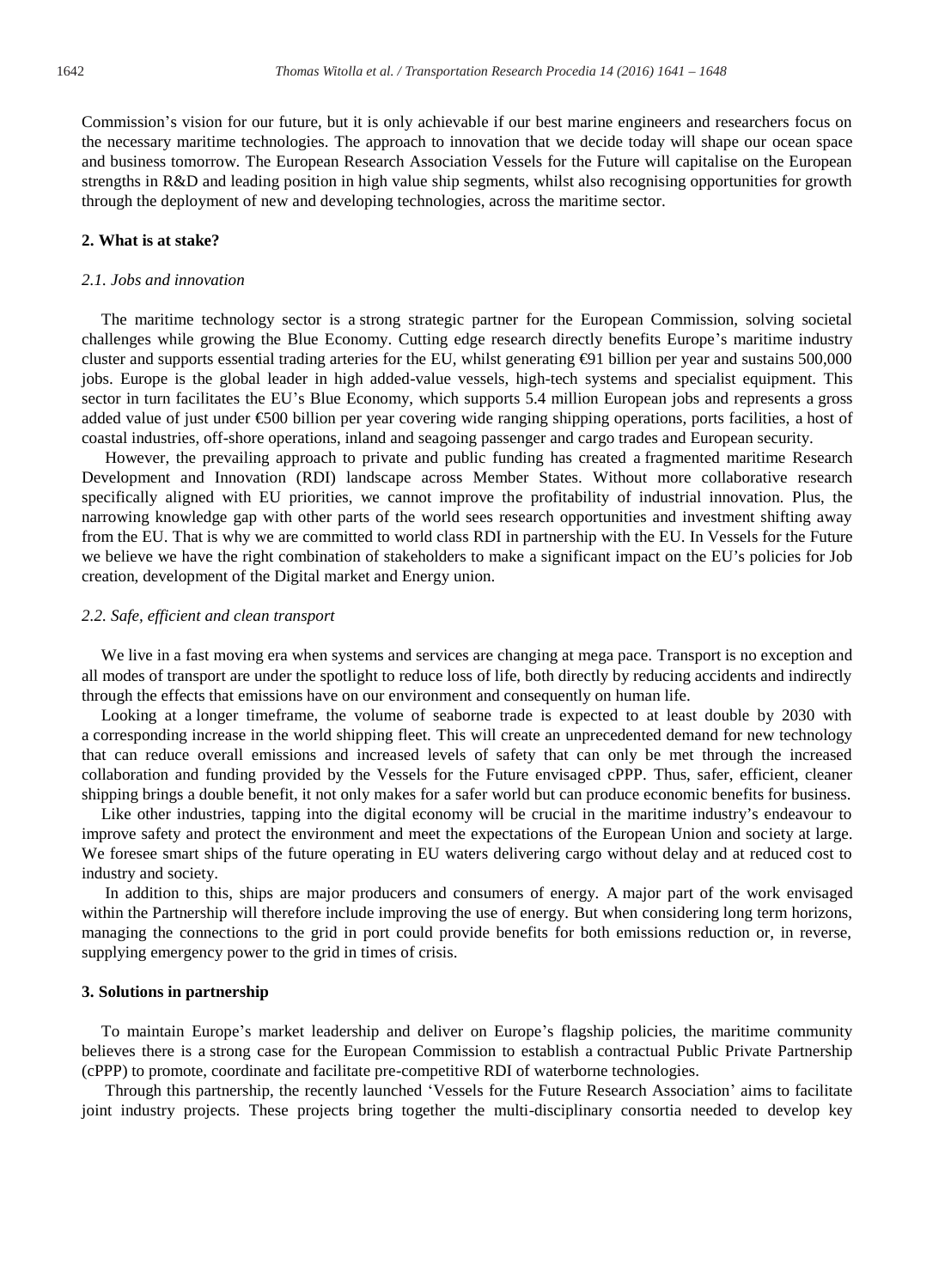Commission's vision for our future, but it is only achievable if our best marine engineers and researchers focus on the necessary maritime technologies. The approach to innovation that we decide today will shape our ocean space and business tomorrow. The European Research Association Vessels for the Future will capitalise on the European strengths in R&D and leading position in high value ship segments, whilst also recognising opportunities for growth through the deployment of new and developing technologies, across the maritime sector.

## 2. What is at stake?

### *2.1. Jobs and innovation*

The maritime technology sector is a strong strategic partner for the European Commission, solving societal challenges while growing the Blue Economy. Cutting edge research directly benefits Europe's maritime industry cluster and supports essential trading arteries for the EU, whilst generating €91 billion per year and sustains 500,000 jobs. Europe is the global leader in high added-value vessels, high-tech systems and specialist equipment. This sector in turn facilitates the EU's Blue Economy, which supports 5.4 million European jobs and represents a gross added value of just under €500 billion per year covering wide ranging shipping operations, ports facilities, a host of coastal industries, off-shore operations, inland and seagoing passenger and cargo trades and European security.

However, the prevailing approach to private and public funding has created a fragmented maritime Research Development and Innovation (RDI) landscape across Member States. Without more collaborative research specifically aligned with EU priorities, we cannot improve the profitability of industrial innovation. Plus, the narrowing knowledge gap with other parts of the world sees research opportunities and investment shifting away from the EU. That is why we are committed to world class RDI in partnership with the EU. In Vessels for the Future we believe we have the right combination of stakeholders to make a significant impact on the EU's policies for Job creation, development of the Digital market and Energy union.

### *2.2. Safe, efficient and clean transport*

We live in a fast moving era when systems and services are changing at mega pace. Transport is no exception and all modes of transport are under the spotlight to reduce loss of life, both directly by reducing accidents and indirectly through the effects that emissions have on our environment and consequently on human life.

Looking at a longer timeframe, the volume of seaborne trade is expected to at least double by 2030 with a corresponding increase in the world shipping fleet. This will create an unprecedented demand for new technology that can reduce overall emissions and increased levels of safety that can only be met through the increased collaboration and funding provided by the Vessels for the Future envisaged cPPP. Thus, safer, efficient, cleaner shipping brings a double benefit, it not only makes for a safer world but can produce economic benefits for business.

Like other industries, tapping into the digital economy will be crucial in the maritime industry's endeavour to improve safety and protect the environment and meet the expectations of the European Union and society at large. We foresee smart ships of the future operating in EU waters delivering cargo without delay and at reduced cost to industry and society.

In addition to this, ships are major producers and consumers of energy. A major part of the work envisaged within the Partnership will therefore include improving the use of energy. But when considering long term horizons, managing the connections to the grid in port could provide benefits for both emissions reduction or, in reverse, supplying emergency power to the grid in times of crisis.

## 3. Solutions in partnership

To maintain Europe's market leadership and deliver on Europe's flagship policies, the maritime community believes there is a strong case for the European Commission to establish a contractual Public Private Partnership (cPPP) to promote, coordinate and facilitate pre-competitive RDI of waterborne technologies.

Through this partnership, the recently launched 'Vessels for the Future Research Association' aims to facilitate joint industry projects. These projects bring together the multi-disciplinary consortia needed to develop key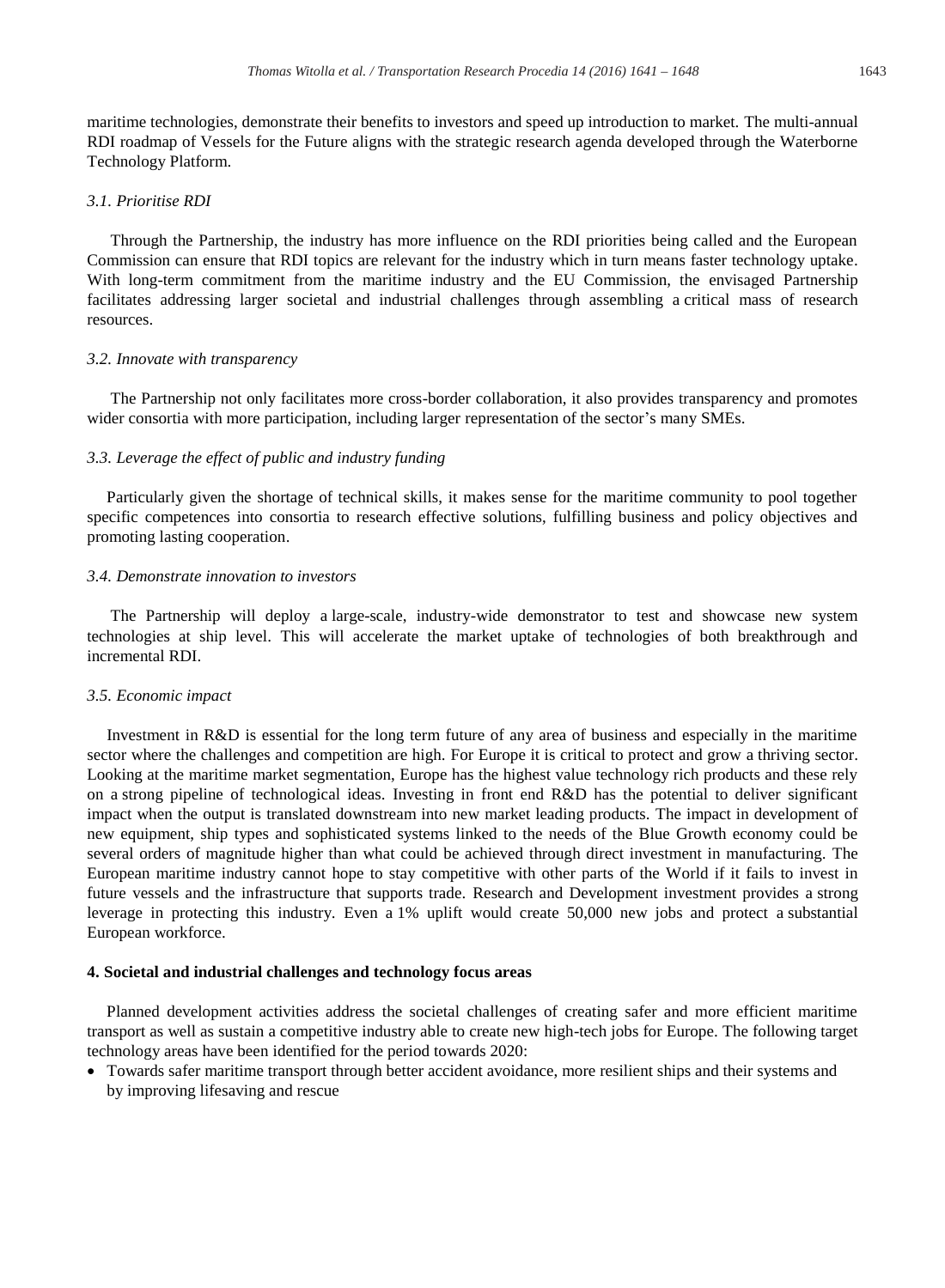maritime technologies, demonstrate their benefits to investors and speed up introduction to market. The multi-annual RDI roadmap of Vessels for the Future aligns with the strategic research agenda developed through the Waterborne Technology Platform.

### *3.1. Prioritise RDI*

Through the Partnership, the industry has more influence on the RDI priorities being called and the European Commission can ensure that RDI topics are relevant for the industry which in turn means faster technology uptake. With long-term commitment from the maritime industry and the EU Commission, the envisaged Partnership facilitates addressing larger societal and industrial challenges through assembling a critical mass of research resources.

### *3.2. Innovate with transparency*

The Partnership not only facilitates more cross-border collaboration, it also provides transparency and promotes wider consortia with more participation, including larger representation of the sector's many SMEs.

### *3.3. Leverage the effect of public and industry funding*

Particularly given the shortage of technical skills, it makes sense for the maritime community to pool together specific competences into consortia to research effective solutions, fulfilling business and policy objectives and promoting lasting cooperation.

### *3.4. Demonstrate innovation to investors*

The Partnership will deploy a large-scale, industry-wide demonstrator to test and showcase new system technologies at ship level. This will accelerate the market uptake of technologies of both breakthrough and incremental RDI.

### *3.5. Economic impact*

Investment in R&D is essential for the long term future of any area of business and especially in the maritime sector where the challenges and competition are high. For Europe it is critical to protect and grow a thriving sector. Looking at the maritime market segmentation, Europe has the highest value technology rich products and these rely on a strong pipeline of technological ideas. Investing in front end R&D has the potential to deliver significant impact when the output is translated downstream into new market leading products. The impact in development of new equipment, ship types and sophisticated systems linked to the needs of the Blue Growth economy could be several orders of magnitude higher than what could be achieved through direct investment in manufacturing. The European maritime industry cannot hope to stay competitive with other parts of the World if it fails to invest in future vessels and the infrastructure that supports trade. Research and Development investment provides a strong leverage in protecting this industry. Even a 1% uplift would create 50,000 new jobs and protect a substantial European workforce.

## **4. Societal and industrial challenges and technology focus areas**

Planned development activities address the societal challenges of creating safer and more efficient maritime transport as well as sustain a competitive industry able to create new high-tech jobs for Europe. The following target technology areas have been identified for the period towards 2020:

- Towards safer maritime transport through better accident avoidance, more resilient ships and their systems and by improving lifesaving and rescue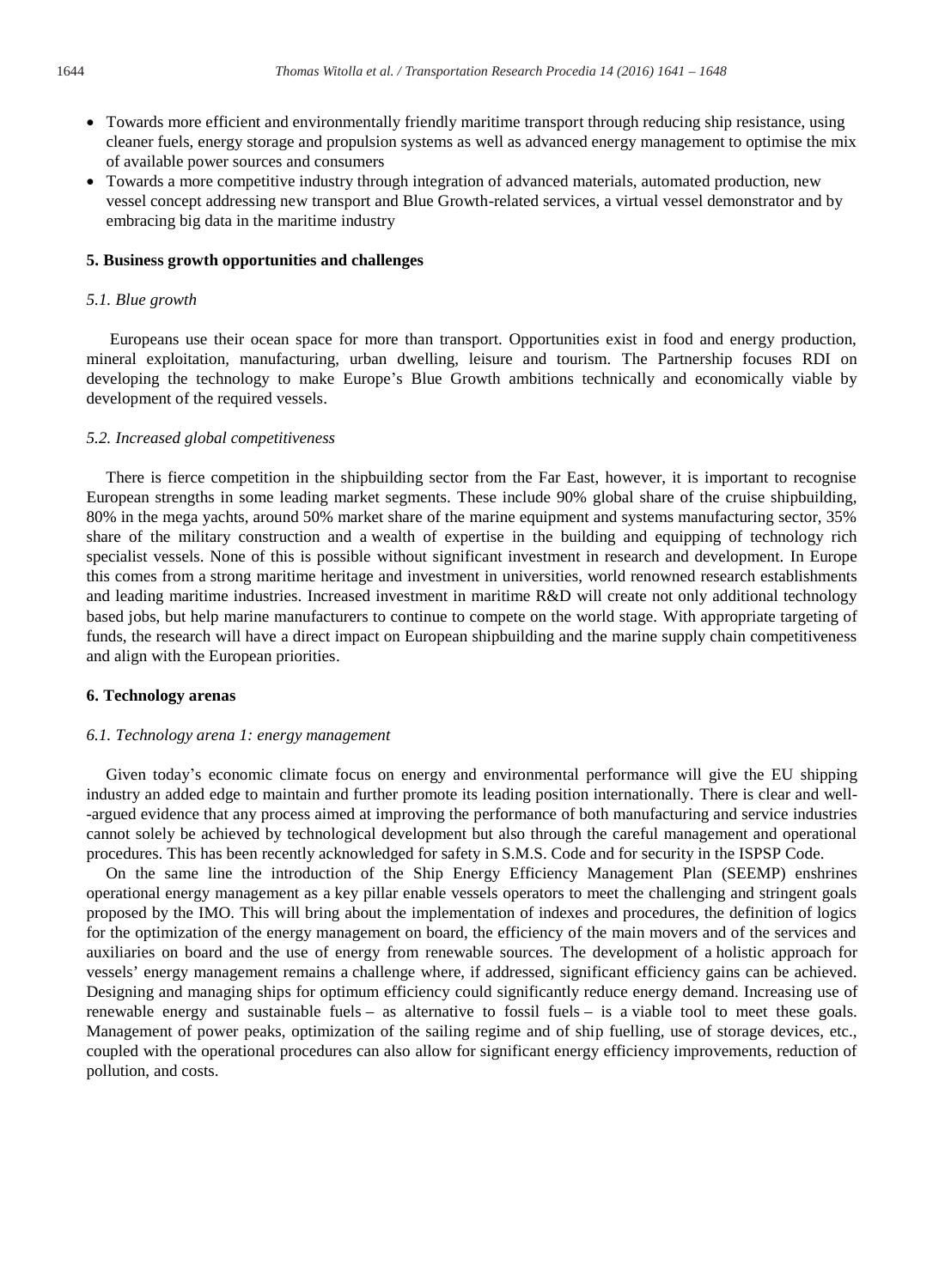- Towards more efficient and environmentally friendly maritime transport through reducing ship resistance, using cleaner fuels, energy storage and propulsion systems as well as advanced energy management to optimise the mix of available power sources and consumers
- Towards a more competitive industry through integration of advanced materials, automated production, new vessel concept addressing new transport and Blue Growth-related services, a virtual vessel demonstrator and by embracing big data in the maritime industry

## 5. Business growth opportunities and challenges

### *5.1. Blue growth*

Europeans use their ocean space for more than transport. Opportunities exist in food and energy production, mineral exploitation, manufacturing, urban dwelling, leisure and tourism. The Partnership focuses RDI on developing the technology to make Europe's Blue Growth ambitions technically and economically viable by development of the required vessels.

### *5.2. Increased global competitiveness*

There is fierce competition in the shipbuilding sector from the Far East, however, it is important to recognise European strengths in some leading market segments. These include 90% global share of the cruise shipbuilding, 80% in the mega yachts, around 50% market share of the marine equipment and systems manufacturing sector, 35% share of the military construction and a wealth of expertise in the building and equipping of technology rich specialist vessels. None of this is possible without significant investment in research and development. In Europe this comes from a strong maritime heritage and investment in universities, world renowned research establishments and leading maritime industries. Increased investment in maritime R&D will create not only additional technology based jobs, but help marine manufacturers to continue to compete on the world stage. With appropriate targeting of funds, the research will have a direct impact on European shipbuilding and the marine supply chain competitiveness and align with the European priorities.

## 6. Technology arenas

### *6.1. Technology arena 1: energy management*

Given today's economic climate focus on energy and environmental performance will give the EU shipping industry an added edge to maintain and further promote its leading position internationally. There is clear and well--argued evidence that any process aimed at improving the performance of both manufacturing and service industries cannot solely be achieved by technological development but also through the careful management and operational procedures. This has been recently acknowledged for safety in S.M.S. Code and for security in the ISPSP Code.

On the same line the introduction of the Ship Energy Efficiency Management Plan (SEEMP) enshrines operational energy management as a key pillar enable vessels operators to meet the challenging and stringent goals proposed by the IMO. This will bring about the implementation of indexes and procedures, the definition of logics for the optimization of the energy management on board, the efficiency of the main movers and of the services and auxiliaries on board and the use of energy from renewable sources. The development of a holistic approach for vessels' energy management remains a challenge where, if addressed, significant efficiency gains can be achieved. Designing and managing ships for optimum efficiency could significantly reduce energy demand. Increasing use of renewable energy and sustainable fuels – as alternative to fossil fuels – is a viable tool to meet these goals. Management of power peaks, optimization of the sailing regime and of ship fuelling, use of storage devices, etc., coupled with the operational procedures can also allow for significant energy efficiency improvements, reduction of pollution, and costs.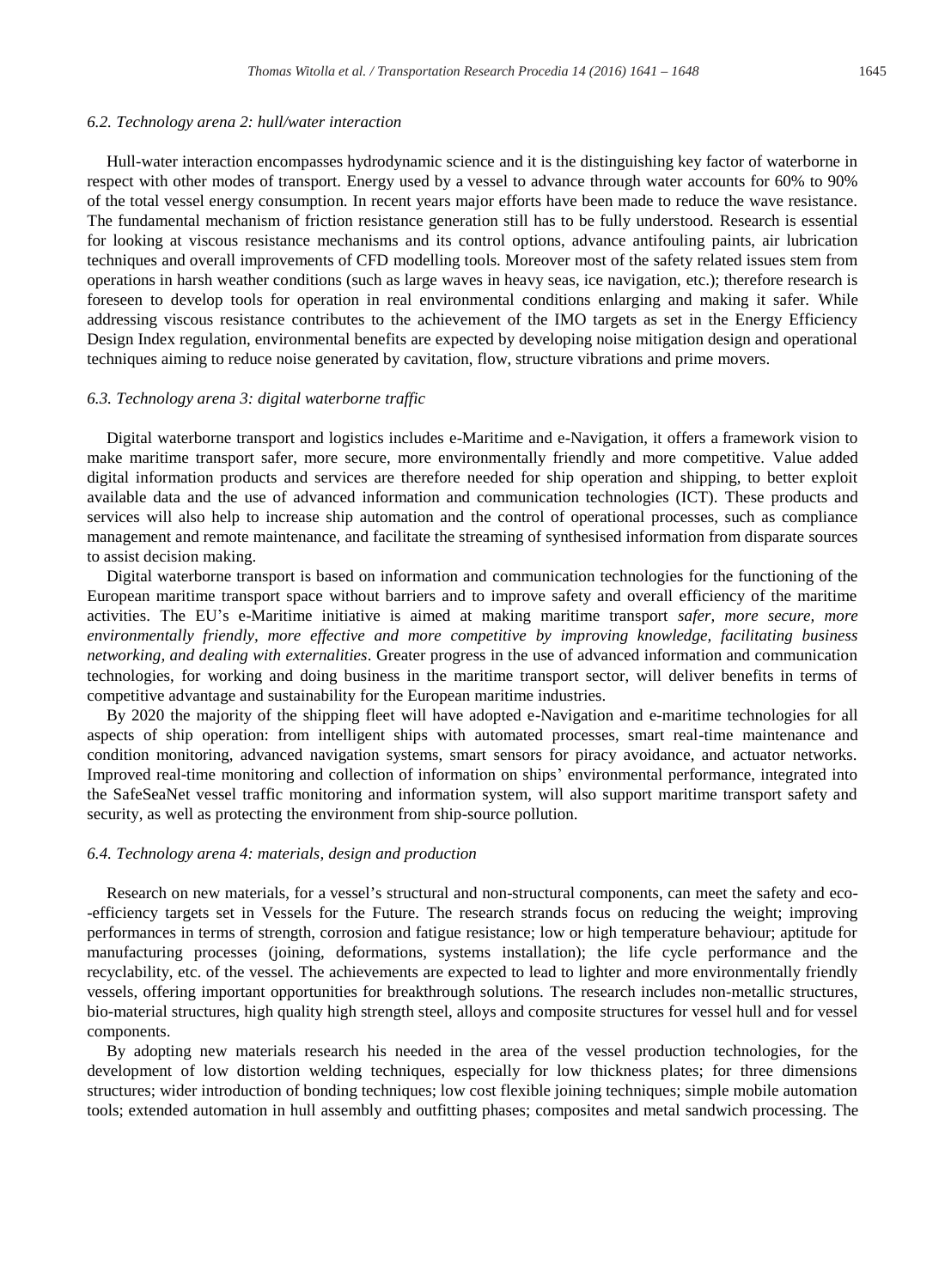### 6.2. Technology arena 2: hull/water interaction

Hull-water interaction encompasses hydrodynamic science and it is the distinguishing key factor of waterborne in respect with other modes of transport. Energy used by a vessel to advance through water accounts for 60% to 90% of the total vessel energy consumption. In recent years major efforts have been made to reduce the wave resistance. The fundamental mechanism of friction resistance generation still has to be fully understood. Research is essential for looking at viscous resistance mechanisms and its control options, advance antifouling paints, air lubrication techniques and overall improvements of CFD modelling tools. Moreover most of the safety related issues stem from operations in harsh weather conditions (such as large waves in heavy seas, ice navigation, etc.); therefore research is foreseen to develop tools for operation in real environmental conditions enlarging and making it safer. While addressing viscous resistance contributes to the achievement of the IMO targets as set in the Energy Efficiency Design Index regulation, environmental benefits are expected by developing noise mitigation design and operational techniques aiming to reduce noise generated by cavitation, flow, structure vibrations and prime movers.

### 6.3. Technology arena 3: digital waterborne traffic

Digital waterborne transport and logistics includes e-Maritime and e-Navigation, it offers a framework vision to make maritime transport safer, more secure, more environmentally friendly and more competitive. Value added digital information products and services are therefore needed for ship operation and shipping, to better exploit available data and the use of advanced information and communication technologies (ICT). These products and services will also help to increase ship automation and the control of operational processes, such as compliance management and remote maintenance, and facilitate the streaming of synthesised information from disparate sources to assist decision making.

Digital waterborne transport is based on information and communication technologies for the functioning of the European maritime transport space without barriers and to improve safety and overall efficiency of the maritime activities. The EU's e-Maritime initiative is aimed at making maritime transport *safer, more secure, more environmentally friendly, more effective and more competitive by improving knowledge, facilitating business networking, and dealing with externalities*. Greater progress in the use of advanced information and communication technologies, for working and doing business in the maritime transport sector, will deliver benefits in terms of competitive advantage and sustainability for the European maritime industries.

By 2020 the majority of the shipping fleet will have adopted e-Navigation and e-maritime technologies for all aspects of ship operation: from intelligent ships with automated processes, smart real-time maintenance and condition monitoring, advanced navigation systems, smart sensors for piracy avoidance, and actuator networks. Improved real-time monitoring and collection of information on ships' environmental performance, integrated into the SafeSeaNet vessel traffic monitoring and information system, will also support maritime transport safety and security, as well as protecting the environment from ship-source pollution.

### 6.4. Technology arena 4: materials, design and production

Research on new materials, for a vessel's structural and non-structural components, can meet the safety and eco--efficiency targets set in Vessels for the Future. The research strands focus on reducing the weight; improving performances in terms of strength, corrosion and fatigue resistance; low or high temperature behaviour; aptitude for manufacturing processes (joining, deformations, systems installation); the life cycle performance and the recyclability, etc. of the vessel. The achievements are expected to lead to lighter and more environmentally friendly vessels, offering important opportunities for breakthrough solutions. The research includes non-metallic structures, bio-material structures, high quality high strength steel, alloys and composite structures for vessel hull and for vessel components.

By adopting new materials research his needed in the area of the vessel production technologies, for the development of low distortion welding techniques, especially for low thickness plates; for three dimensions structures; wider introduction of bonding techniques; low cost flexible joining techniques; simple mobile automation tools; extended automation in hull assembly and outfitting phases; composites and metal sandwich processing. The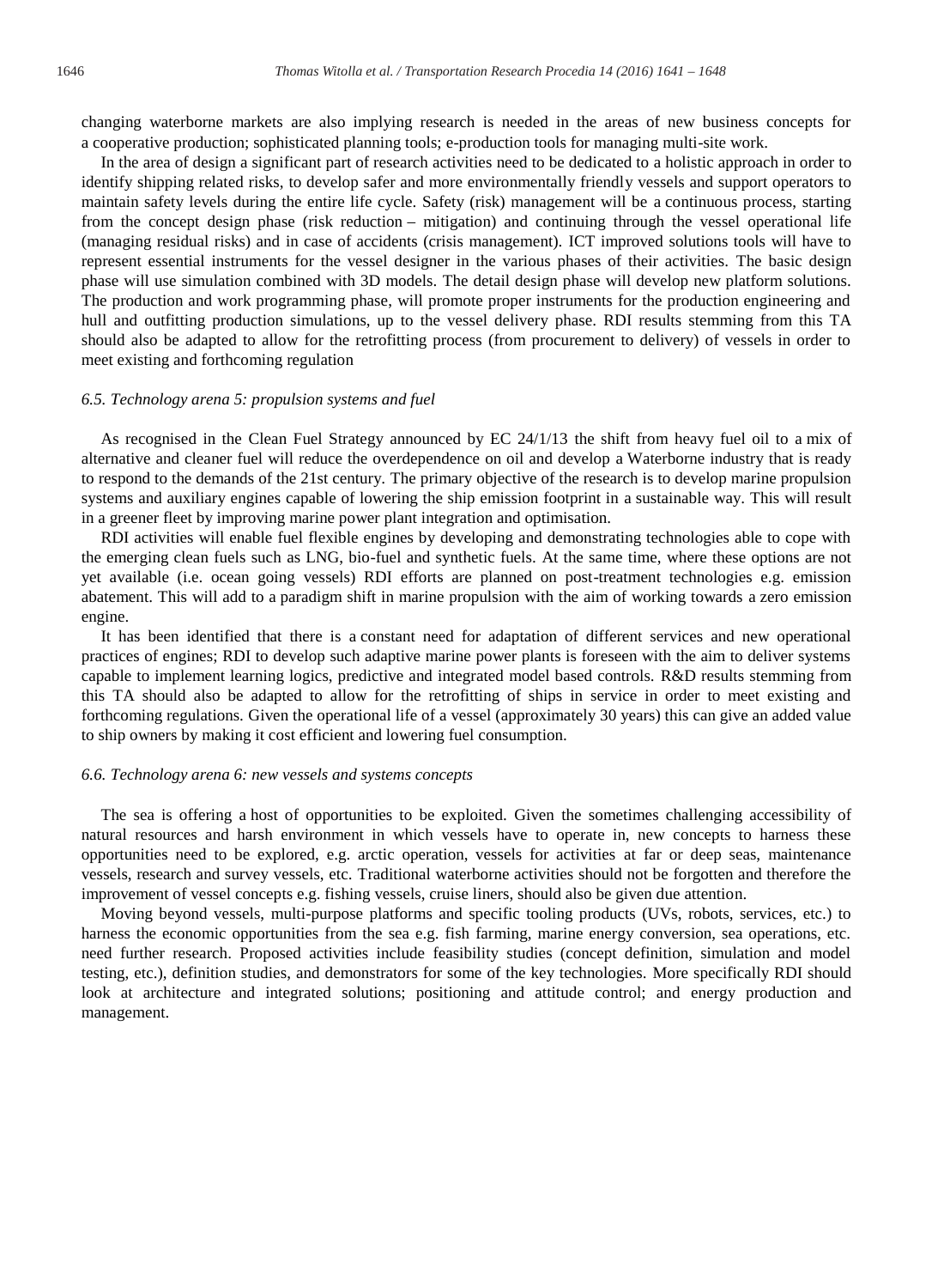changing waterborne markets are also implying research is needed in the areas of new business concepts for a cooperative production; sophisticated planning tools; e-production tools for managing multi-site work.

In the area of design a significant part of research activities need to be dedicated to a holistic approach in order to identify shipping related risks, to develop safer and more environmentally friendly vessels and support operators to maintain safety levels during the entire life cycle. Safety (risk) management will be a continuous process, starting from the concept design phase (risk reduction – mitigation) and continuing through the vessel operational life (managing residual risks) and in case of accidents (crisis management). ICT improved solutions tools will have to represent essential instruments for the vessel designer in the various phases of their activities. The basic design phase will use simulation combined with 3D models. The detail design phase will develop new platform solutions. The production and work programming phase, will promote proper instruments for the production engineering and hull and outfitting production simulations, up to the vessel delivery phase. RDI results stemming from this TA should also be adapted to allow for the retrofitting process (from procurement to delivery) of vessels in order to meet existing and forthcoming regulation

### *6.5. Technology arena 5: propulsion systems and fuel*

As recognised in the Clean Fuel Strategy announced by EC 24/1/13 the shift from heavy fuel oil to a mix of alternative and cleaner fuel will reduce the overdependence on oil and develop a Waterborne industry that is ready to respond to the demands of the 21st century. The primary objective of the research is to develop marine propulsion systems and auxiliary engines capable of lowering the ship emission footprint in a sustainable way. This will result in a greener fleet by improving marine power plant integration and optimisation.

RDI activities will enable fuel flexible engines by developing and demonstrating technologies able to cope with the emerging clean fuels such as LNG, bio-fuel and synthetic fuels. At the same time, where these options are not yet available (i.e. ocean going vessels) RDI efforts are planned on post-treatment technologies e.g. emission abatement. This will add to a paradigm shift in marine propulsion with the aim of working towards a zero emission engine.

It has been identified that there is a constant need for adaptation of different services and new operational practices of engines; RDI to develop such adaptive marine power plants is foreseen with the aim to deliver systems capable to implement learning logics, predictive and integrated model based controls. R&D results stemming from this TA should also be adapted to allow for the retrofitting of ships in service in order to meet existing and forthcoming regulations. Given the operational life of a vessel (approximately 30 years) this can give an added value to ship owners by making it cost efficient and lowering fuel consumption.

### *6.6. Technology arena 6: new vessels and systems concepts*

The sea is offering a host of opportunities to be exploited. Given the sometimes challenging accessibility of natural resources and harsh environment in which vessels have to operate in, new concepts to harness these opportunities need to be explored, e.g. arctic operation, vessels for activities at far or deep seas, maintenance vessels, research and survey vessels, etc. Traditional waterborne activities should not be forgotten and therefore the improvement of vessel concepts e.g. fishing vessels, cruise liners, should also be given due attention.

Moving beyond vessels, multi-purpose platforms and specific tooling products (UVs, robots, services, etc.) to harness the economic opportunities from the sea e.g. fish farming, marine energy conversion, sea operations, etc. need further research. Proposed activities include feasibility studies (concept definition, simulation and model testing, etc.), definition studies, and demonstrators for some of the key technologies. More specifically RDI should look at architecture and integrated solutions; positioning and attitude control; and energy production and management.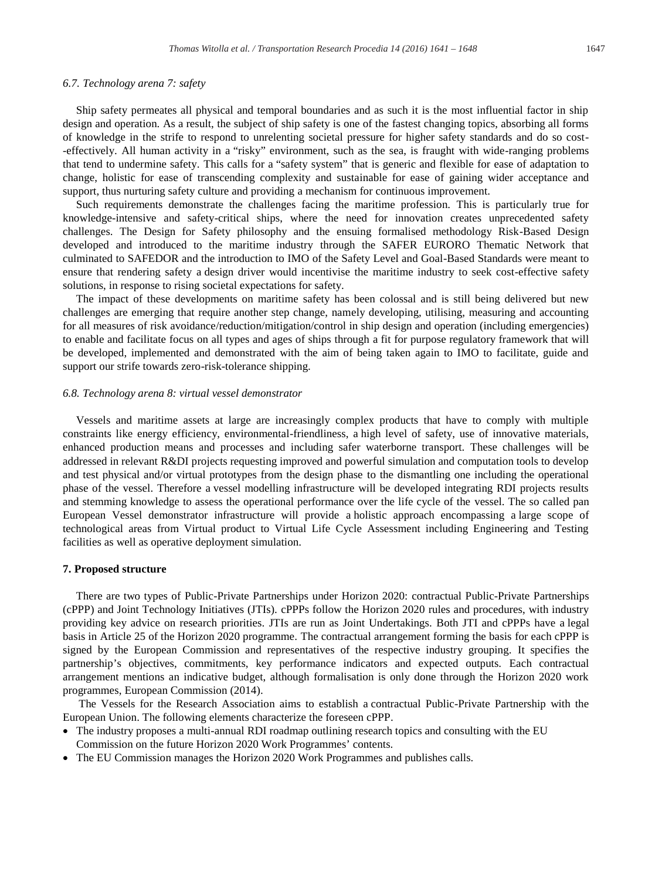### 6.7. Technology arena 7: safety

Ship safety permeates all physical and temporal boundaries and as such it is the most influential factor in ship design and operation. As a result, the subject of ship safety is one of the fastest changing topics, absorbing all forms of knowledge in the strife to respond to unrelenting societal pressure for higher safety standards and do so cost--effectively. All human activity in a "risky" environment, such as the sea, is fraught with wide-ranging problems that tend to undermine safety. This calls for a "safety system" that is generic and flexible for ease of adaptation to change, holistic for ease of transcending complexity and sustainable for ease of gaining wider acceptance and support, thus nurturing safety culture and providing a mechanism for continuous improvement.

Such requirements demonstrate the challenges facing the maritime profession. This is particularly true for knowledge-intensive and safety-critical ships, where the need for innovation creates unprecedented safety challenges. The Design for Safety philosophy and the ensuing formalised methodology Risk-Based Design developed and introduced to the maritime industry through the SAFER EURORO Thematic Network that culminated to SAFEDOR and the introduction to IMO of the Safety Level and Goal-Based Standards were meant to ensure that rendering safety a design driver would incentivise the maritime industry to seek cost-effective safety solutions, in response to rising societal expectations for safety.

The impact of these developments on maritime safety has been colossal and is still being delivered but new challenges are emerging that require another step change, namely developing, utilising, measuring and accounting for all measures of risk avoidance/reduction/mitigation/control in ship design and operation (including emergencies) to enable and facilitate focus on all types and ages of ships through a fit for purpose regulatory framework that will be developed, implemented and demonstrated with the aim of being taken again to IMO to facilitate, guide and support our strife towards zero-risk-tolerance shipping.

### 6.8. Technology arena 8: virtual vessel demonstrator

Vessels and maritime assets at large are increasingly complex products that have to comply with multiple constraints like energy efficiency, environmental-friendliness, a high level of safety, use of innovative materials, enhanced production means and processes and including safer waterborne transport. These challenges will be addressed in relevant R&DI projects requesting improved and powerful simulation and computation tools to develop and test physical and/or virtual prototypes from the design phase to the dismantling one including the operational phase of the vessel. Therefore a vessel modelling infrastructure will be developed integrating RDI projects results and stemming knowledge to assess the operational performance over the life cycle of the vessel. The so called pan European Vessel demonstrator infrastructure will provide a holistic approach encompassing a large scope of technological areas from Virtual product to Virtual Life Cycle Assessment including Engineering and Testing facilities as well as operative deployment simulation.

## 7. Proposed structure

There are two types of Public-Private Partnerships under Horizon 2020: contractual Public-Private Partnerships (cPPP) and Joint Technology Initiatives (JTIs). cPPPs follow the Horizon 2020 rules and procedures, with industry providing key advice on research priorities. JTIs are run as Joint Undertakings. Both JTI and cPPPs have a legal basis in Article 25 of the Horizon 2020 programme. The contractual arrangement forming the basis for each cPPP is signed by the European Commission and representatives of the respective industry grouping. It specifies the partnership's objectives, commitments, key performance indicators and expected outputs. Each contractual arrangement mentions an indicative budget, although formalisation is only done through the Horizon 2020 work programmes, European Commission (2014).

The Vessels for the Research Association aims to establish a contractual Public-Private Partnership with the European Union. The following elements characterize the foreseen cPPP.

- The industry proposes a multi-annual RDI roadmap outlining research topics and consulting with the EU Commission on the future Horizon 2020 Work Programmes' contents.
- The EU Commission manages the Horizon 2020 Work Programmes and publishes calls.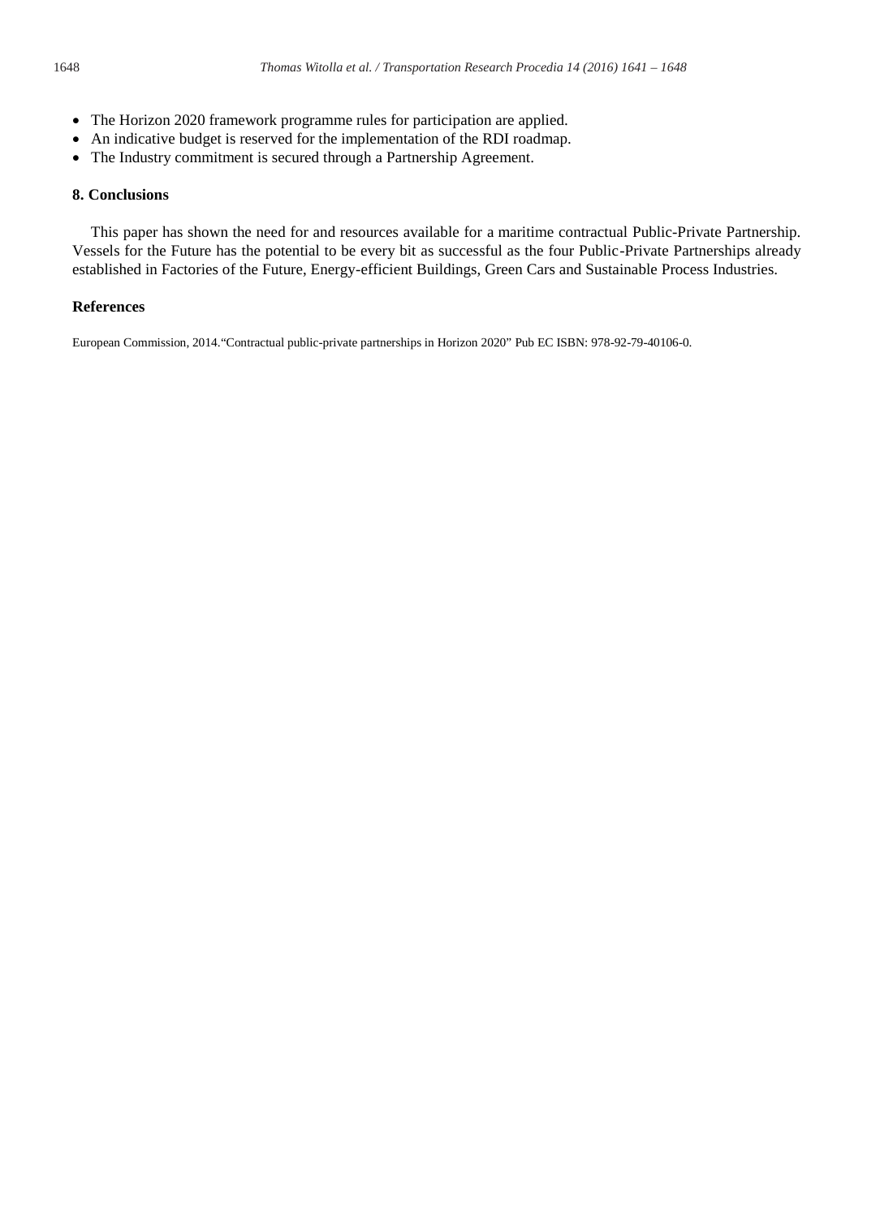- The Horizon 2020 framework programme rules for participation are applied.
- An indicative budget is reserved for the implementation of the RDI roadmap.
- The Industry commitment is secured through a Partnership Agreement.

## 8. Conclusions

This paper has shown the need for and resources available for a maritime contractual Public-Private Partnership. Vessels for the Future has the potential to be every bit as successful as the four Public-Private Partnerships already established in Factories of the Future, Energy-efficient Buildings, Green Cars and Sustainable Process Industries.

## References

European Commission, 2014."Contractual public-private partnerships in Horizon 2020" Pub EC ISBN: 978-92-79-40106-0.